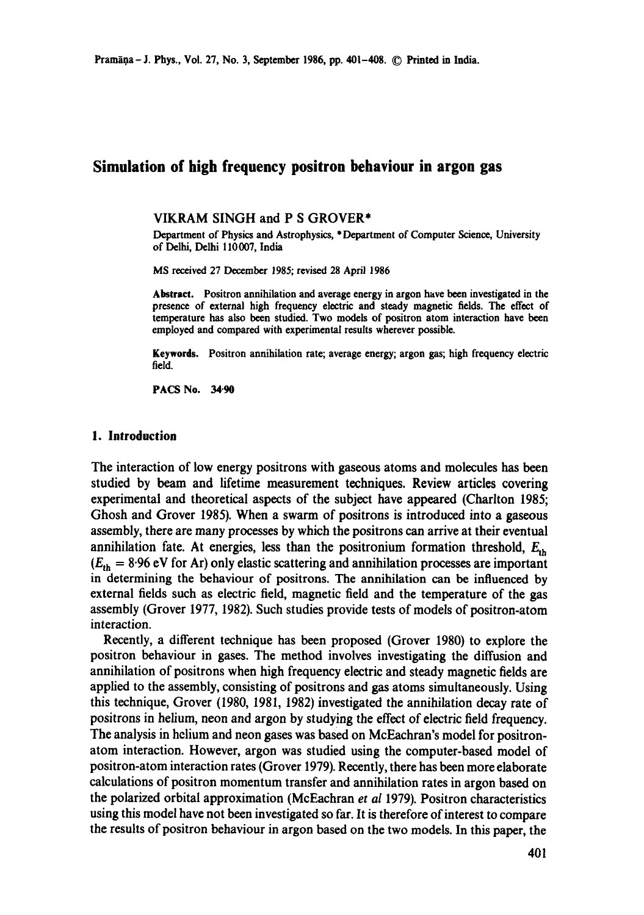# Simulation of high frequency positron behaviour in argon gas

VIKRAM SINGH and P S GROVER*

Department of Physics and Astrophysics, *Department of Computer Science, University of Delhi, Delhi 110007, India

MS received 27 December 1985; revised 28 April 1986

**Abstract.** Positron annihilation and average energy in argon have been investigated in the presence of external high frequency electric and steady magnetic fields. The effect of temperature has also been studied. Two models of positron atom interaction have been employed and compared with experimental results wherever possible.

**Keywords.** Positron annihilation rate; average energy; argon gas; high frequency electric field.

**PACS No.** 34·90

## 1. Introduction

The interaction of low energy positrons with gaseous atoms and molecules has been studied by beam and lifetime measurement techniques. Review articles covering experimental and theoretical aspects of the subject have appeared (Charlton 1985; Ghosh and Grover 1985). When a swarm of positrons is introduced into a gaseous assembly, there are many processes by which the positrons can arrive at their eventual annihilation fate. At energies, less than the positronium formation threshold, $E_{th}$ ($E_{th} = 8{\cdot}96$ eV for Ar) only elastic scattering and annihilation processes are important in determining the behaviour of positrons. The annihilation can be influenced by external fields such as electric field, magnetic field and the temperature of the gas assembly (Grover 1977, 1982). Such studies provide tests of models of positron-atom interaction.

Recently, a different technique has been proposed (Grover 1980) to explore the positron behaviour in gases. The method involves investigating the diffusion and annihilation of positrons when high frequency electric and steady magnetic fields are applied to the assembly, consisting of positrons and gas atoms simultaneously. Using this technique, Grover (1980, 1981, 1982) investigated the annihilation decay rate of positrons in helium, neon and argon by studying the effect of electric field frequency. The analysis in helium and neon gases was based on McEachran's model for positron-atom interaction. However, argon was studied using the computer-based model of positron-atom interaction rates (Grover 1979). Recently, there has been more elaborate calculations of positron momentum transfer and annihilation rates in argon based on the polarized orbital approximation (McEachran *et al* 1979). Positron characteristics using this model have not been investigated so far. It is therefore of interest to compare the results of positron behaviour in argon based on the two models. In this paper, the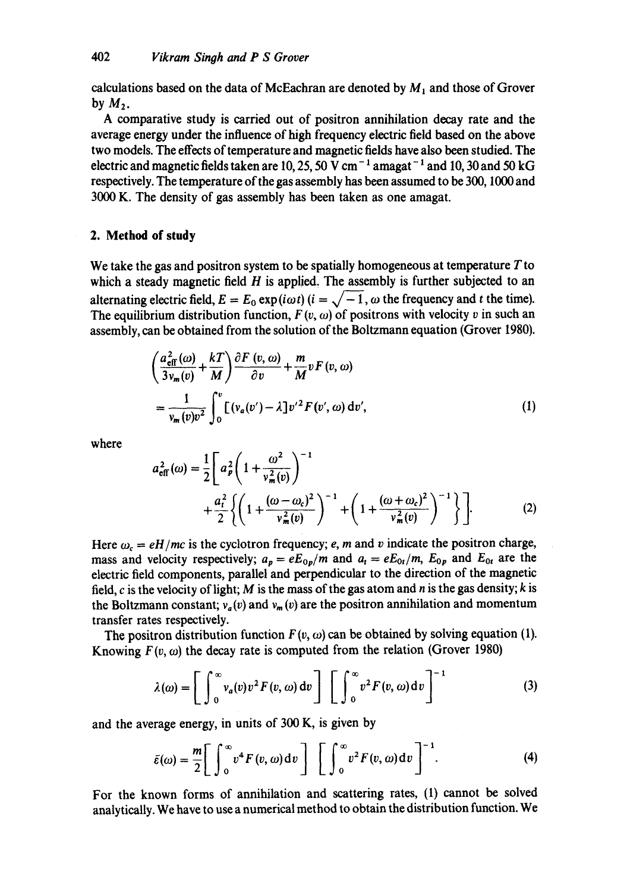calculations based on the data of McEachran are denoted by $M_1$ and those of Grover by $M_2$.

A comparative study is carried out of positron annihilation decay rate and the average energy under the influence of high frequency electric field based on the above two models. The effects of temperature and magnetic fields have also been studied. The electric and magnetic fields taken are 10, 25, 50 V cm$^{-1}$ amagat$^{-1}$ and 10, 30 and 50 kG respectively. The temperature of the gas assembly has been assumed to be 300, 1000 and 3000 K. The density of gas assembly has been taken as one amagat.

## 2. Method of study

We take the gas and positron system to be spatially homogeneous at temperature $T$ to which a steady magnetic field $H$ is applied. The assembly is further subjected to an alternating electric field, $E = E_0 \exp(i\omega t)$ ($i = \sqrt{-1}$, $\omega$ the frequency and $t$ the time). The equilibrium distribution function, $F(v, \omega)$ of positrons with velocity $v$ in such an assembly, can be obtained from the solution of the Boltzmann equation (Grover 1980).

$$\left(\frac{a_{\text{eff}}^2(\omega)}{3v_m(v)} + \frac{kT}{M}\right)\frac{\partial F(v,\omega)}{\partial v} + \frac{m}{M}vF(v,\omega) = \frac{1}{v_m(v)v^2}\int_0^v [(v_a(v') - \lambda]v'^2 F(v',\omega)\,\mathrm{d}v', \tag{1}$$

where

$$a_{\text{eff}}^2(\omega) = \frac{1}{2}\left[a_p^2\left(1 + \frac{\omega^2}{v_m^2(v)}\right)^{-1} + \frac{a_t^2}{2}\left\{\left(1 + \frac{(\omega-\omega_c)^2}{v_m^2(v)}\right)^{-1} + \left(1 + \frac{(\omega+\omega_c)^2}{v_m^2(v)}\right)^{-1}\right\}\right]. \tag{2}$$

Here $\omega_c = eH/mc$ is the cyclotron frequency; $e$, $m$ and $v$ indicate the positron charge, mass and velocity respectively; $a_p = eE_{0p}/m$ and $a_t = eE_{0t}/m$, $E_{0p}$ and $E_{0t}$ are the electric field components, parallel and perpendicular to the direction of the magnetic field, $c$ is the velocity of light; $M$ is the mass of the gas atom and $n$ is the gas density; $k$ is the Boltzmann constant; $v_a(v)$ and $v_m(v)$ are the positron annihilation and momentum transfer rates respectively.

The positron distribution function $F(v, \omega)$ can be obtained by solving equation (1). Knowing $F(v, \omega)$ the decay rate is computed from the relation (Grover 1980)

$$\lambda(\omega) = \left[\int_0^\infty v_a(v)v^2F(v,\omega)\,\mathrm{d}v\right]\left[\int_0^\infty v^2F(v,\omega)\,\mathrm{d}v\right]^{-1} \tag{3}$$

and the average energy, in units of 300 K, is given by

$$\bar{\varepsilon}(\omega) = \frac{m}{2}\left[\int_0^\infty v^4F(v,\omega)\,\mathrm{d}v\right]\left[\int_0^\infty v^2F(v,\omega)\,\mathrm{d}v\right]^{-1}. \tag{4}$$

For the known forms of annihilation and scattering rates, (1) cannot be solved analytically. We have to use a numerical method to obtain the distribution function. We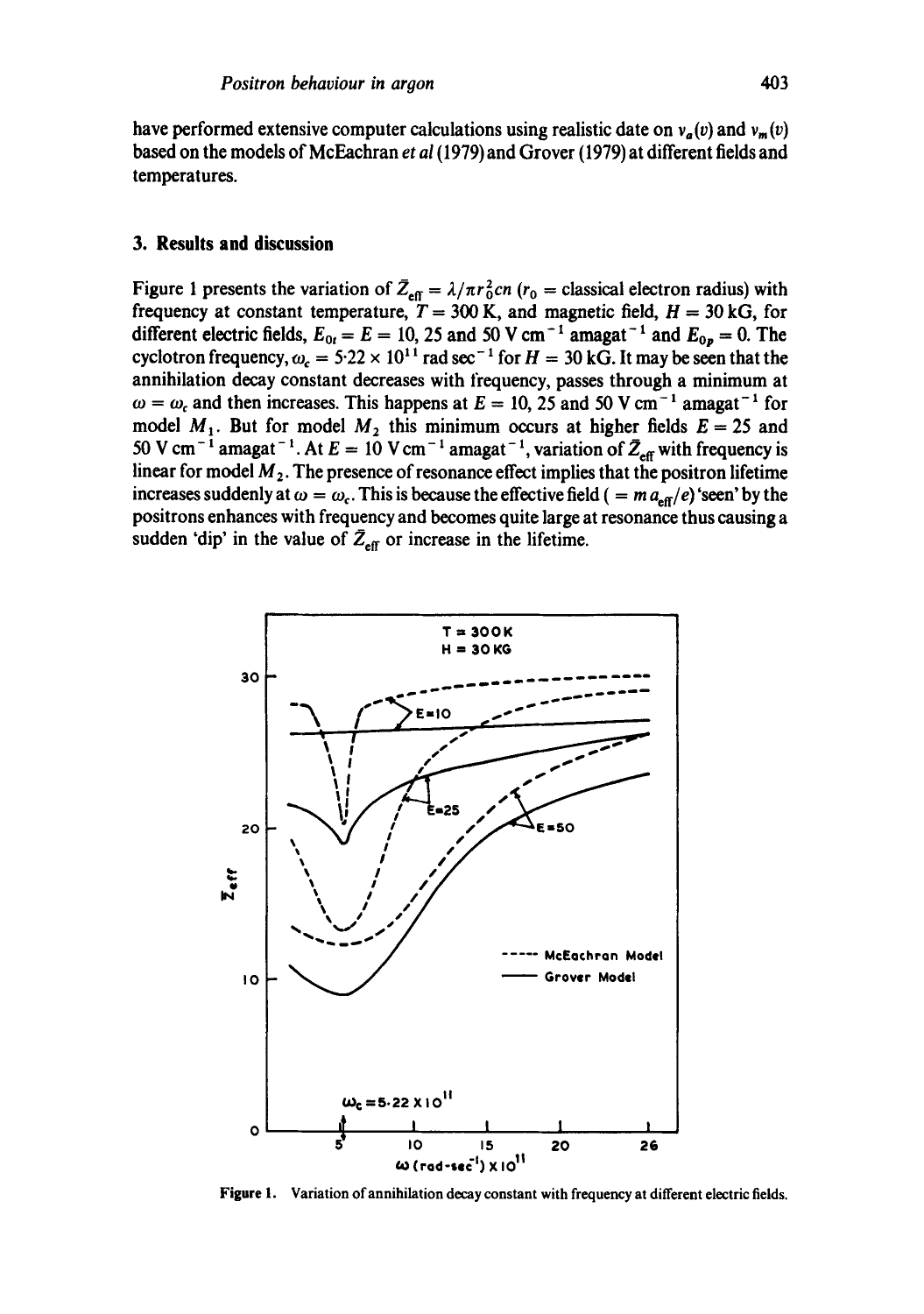have performed extensive computer calculations using realistic date on $v_a(v)$ and $v_m(v)$ based on the models of McEachran *et al* (1979) and Grover (1979) at different fields and temperatures.

## 3. Results and discussion

Figure 1 presents the variation of $\bar{Z}_{\rm eff} = \lambda/\pi r_0^2 cn$ ($r_0$ = classical electron radius) with frequency at constant temperature, $T = 300$ K, and magnetic field, $H = 30$ kG, for different electric fields, $E_{0t} = E = 10$, 25 and 50 V cm$^{-1}$ amagat$^{-1}$ and $E_{0p} = 0$. The cyclotron frequency, $\omega_c = 5{\cdot}22 \times 10^{11}$ rad sec$^{-1}$ for $H = 30$ kG. It may be seen that the annihilation decay constant decreases with frequency, passes through a minimum at $\omega = \omega_c$ and then increases. This happens at $E = 10$, 25 and 50 V cm$^{-1}$ amagat$^{-1}$ for model $M_1$. But for model $M_2$ this minimum occurs at higher fields $E = 25$ and 50 V cm$^{-1}$ amagat$^{-1}$. At $E = 10$ V cm$^{-1}$ amagat$^{-1}$, variation of $\bar{Z}_{\rm eff}$ with frequency is linear for model $M_2$. The presence of resonance effect implies that the positron lifetime increases suddenly at $\omega = \omega_c$. This is because the effective field ( $= m\,a_{\rm eff}/e$) 'seen' by the positrons enhances with frequency and becomes quite large at resonance thus causing a sudden 'dip' in the value of $\bar{Z}_{\rm eff}$ or increase in the lifetime.

Figure 1. Variation of annihilation decay constant with frequency at different electric fields.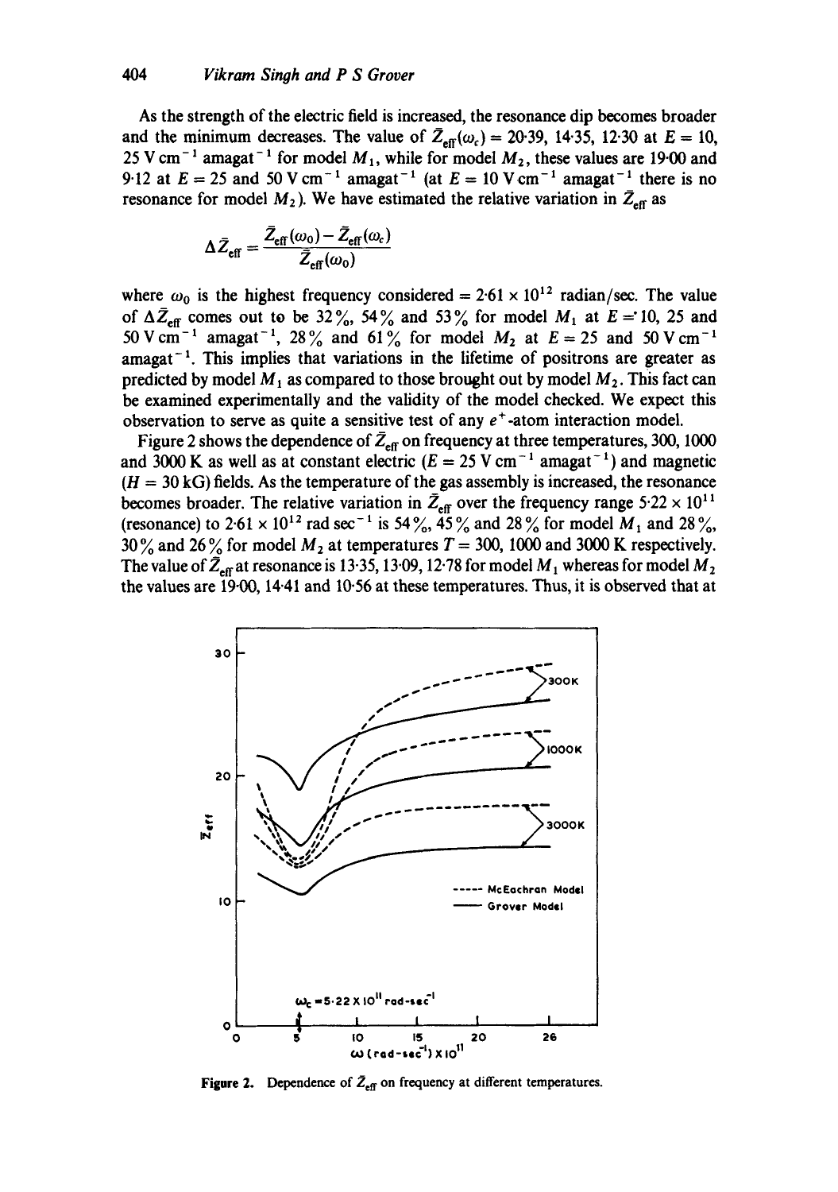As the strength of the electric field is increased, the resonance dip becomes broader and the minimum decreases. The value of $\bar{Z}_{\text{eff}}(\omega_c) = 20{\cdot}39$, $14{\cdot}35$, $12{\cdot}30$ at $E = 10$, $25\ \text{V cm}^{-1}\ \text{amagat}^{-1}$ for model $M_1$, while for model $M_2$, these values are $19{\cdot}00$ and $9{\cdot}12$ at $E = 25$ and $50\ \text{V cm}^{-1}\ \text{amagat}^{-1}$ (at $E = 10\ \text{V cm}^{-1}\ \text{amagat}^{-1}$ there is no resonance for model $M_2$). We have estimated the relative variation in $\bar{Z}_{\text{eff}}$ as

$$\Delta \bar{Z}_{\text{eff}} = \frac{\bar{Z}_{\text{eff}}(\omega_0) - \bar{Z}_{\text{eff}}(\omega_c)}{\bar{Z}_{\text{eff}}(\omega_0)}$$

where $\omega_0$ is the highest frequency considered $= 2{\cdot}61 \times 10^{12}$ radian/sec. The value of $\Delta \bar{Z}_{\text{eff}}$ comes out to be 32%, 54% and 53% for model $M_1$ at $E = 10$, 25 and $50\ \text{V cm}^{-1}\ \text{amagat}^{-1}$, 28% and 61% for model $M_2$ at $E = 25$ and $50\ \text{V cm}^{-1}\ \text{amagat}^{-1}$. This implies that variations in the lifetime of positrons are greater as predicted by model $M_1$ as compared to those brought out by model $M_2$. This fact can be examined experimentally and the validity of the model checked. We expect this observation to serve as quite a sensitive test of any $e^+$-atom interaction model.

Figure 2 shows the dependence of $\bar{Z}_{\text{eff}}$ on frequency at three temperatures, 300, 1000 and 3000 K as well as at constant electric ($E = 25\ \text{V cm}^{-1}\ \text{amagat}^{-1}$) and magnetic ($H = 30$ kG) fields. As the temperature of the gas assembly is increased, the resonance becomes broader. The relative variation in $\bar{Z}_{\text{eff}}$ over the frequency range $5{\cdot}22 \times 10^{11}$ (resonance) to $2{\cdot}61 \times 10^{12}\ \text{rad sec}^{-1}$ is 54%, 45% and 28% for model $M_1$ and 28%, 30% and 26% for model $M_2$ at temperatures $T = 300$, 1000 and 3000 K respectively. The value of $\bar{Z}_{\text{eff}}$ at resonance is $13{\cdot}35$, $13{\cdot}09$, $12{\cdot}78$ for model $M_1$ whereas for model $M_2$ the values are $19{\cdot}00$, $14{\cdot}41$ and $10{\cdot}56$ at these temperatures. Thus, it is observed that at

**Figure 2.** Dependence of $\bar{Z}_{\text{eff}}$ on frequency at different temperatures.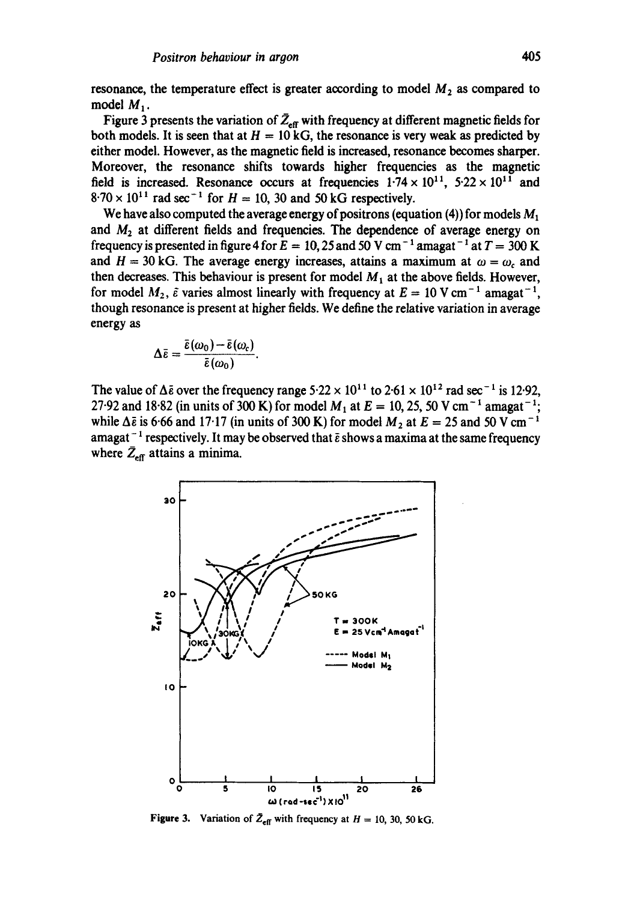resonance, the temperature effect is greater according to model $M_2$ as compared to model $M_1$.

Figure 3 presents the variation of $\bar{Z}_{\text{eff}}$ with frequency at different magnetic fields for both models. It is seen that at $H = 10$ kG, the resonance is very weak as predicted by either model. However, as the magnetic field is increased, resonance becomes sharper. Moreover, the resonance shifts towards higher frequencies as the magnetic field is increased. Resonance occurs at frequencies $1{\cdot}74 \times 10^{11}$, $5{\cdot}22 \times 10^{11}$ and $8{\cdot}70 \times 10^{11}$ rad sec$^{-1}$ for $H = 10$, 30 and 50 kG respectively.

We have also computed the average energy of positrons (equation (4)) for models $M_1$ and $M_2$ at different fields and frequencies. The dependence of average energy on frequency is presented in figure 4 for $E = 10, 25$ and 50 V cm$^{-1}$ amagat$^{-1}$ at $T = 300$ K and $H = 30$ kG. The average energy increases, attains a maximum at $\omega = \omega_c$ and then decreases. This behaviour is present for model $M_1$ at the above fields. However, for model $M_2$, $\bar{\varepsilon}$ varies almost linearly with frequency at $E = 10$ V cm$^{-1}$ amagat$^{-1}$, though resonance is present at higher fields. We define the relative variation in average energy as

$$\Delta\bar{\varepsilon} = \frac{\bar{\varepsilon}(\omega_0) - \bar{\varepsilon}(\omega_c)}{\bar{\varepsilon}(\omega_0)}.$$

The value of $\Delta\bar{\varepsilon}$ over the frequency range $5{\cdot}22 \times 10^{11}$ to $2{\cdot}61 \times 10^{12}$ rad sec$^{-1}$ is 12·92, 27·92 and 18·82 (in units of 300 K) for model $M_1$ at $E = 10, 25, 50$ V cm$^{-1}$ amagat$^{-1}$; while $\Delta\bar{\varepsilon}$ is 6·66 and 17·17 (in units of 300 K) for model $M_2$ at $E = 25$ and 50 V cm$^{-1}$ amagat$^{-1}$ respectively. It may be observed that $\bar{\varepsilon}$ shows a maxima at the same frequency where $\bar{Z}_{\text{eff}}$ attains a minima.

**Figure 3.** Variation of $\bar{Z}_{\text{eff}}$ with frequency at $H = 10, 30, 50$ kG.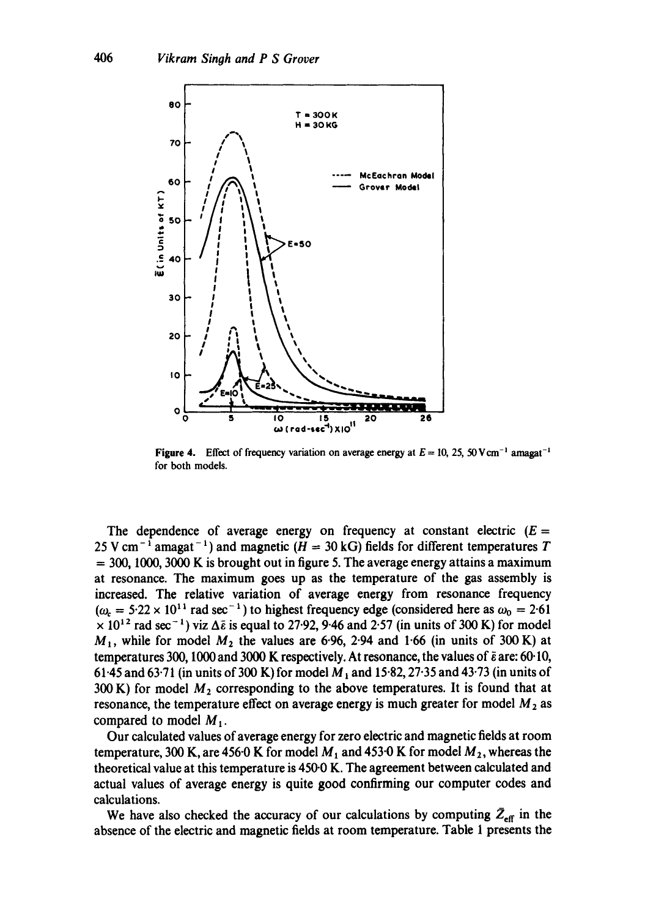**Figure 4.** Effect of frequency variation on average energy at $E = 10, 25, 50\ \mathrm{V\,cm^{-1}\,amagat^{-1}}$ for both models.

The dependence of average energy on frequency at constant electric ($E = 25\ \mathrm{V\,cm^{-1}\,amagat^{-1}}$) and magnetic ($H = 30$ kG) fields for different temperatures $T = 300, 1000, 3000$ K is brought out in figure 5. The average energy attains a maximum at resonance. The maximum goes up as the temperature of the gas assembly is increased. The relative variation of average energy from resonance frequency ($\omega_c = 5{\cdot}22 \times 10^{11}\ \mathrm{rad\,sec^{-1}}$) to highest frequency edge (considered here as $\omega_0 = 2{\cdot}61 \times 10^{12}\ \mathrm{rad\,sec^{-1}}$) viz $\Delta\bar{\varepsilon}$ is equal to 27·92, 9·46 and 2·57 (in units of 300 K) for model $M_1$, while for model $M_2$ the values are 6·96, 2·94 and 1·66 (in units of 300 K) at temperatures 300, 1000 and 3000 K respectively. At resonance, the values of $\bar{\varepsilon}$ are: 60·10, 61·45 and 63·71 (in units of 300 K) for model $M_1$ and 15·82, 27·35 and 43·73 (in units of 300 K) for model $M_2$ corresponding to the above temperatures. It is found that at resonance, the temperature effect on average energy is much greater for model $M_2$ as compared to model $M_1$.

Our calculated values of average energy for zero electric and magnetic fields at room temperature, 300 K, are 456·0 K for model $M_1$ and 453·0 K for model $M_2$, whereas the theoretical value at this temperature is 450·0 K. The agreement between calculated and actual values of average energy is quite good confirming our computer codes and calculations.

We have also checked the accuracy of our calculations by computing $\bar{Z}_{\mathrm{eff}}$ in the absence of the electric and magnetic fields at room temperature. Table 1 presents the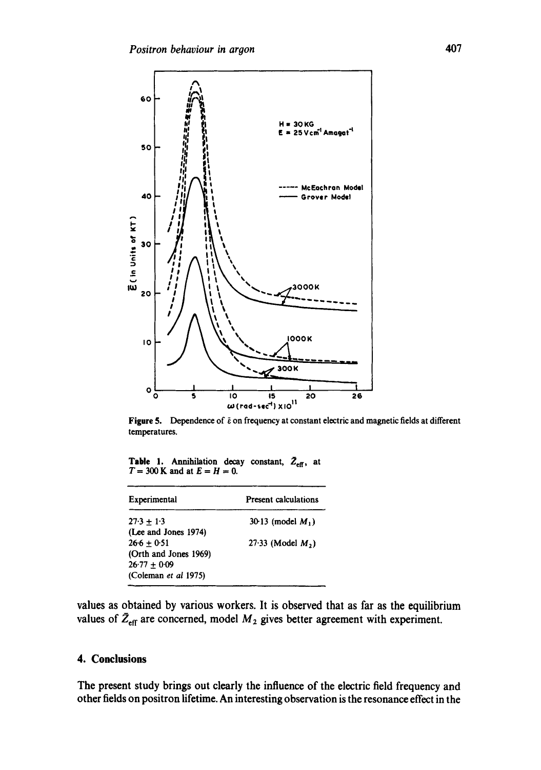Figure 5. Dependence of $\bar{\varepsilon}$ on frequency at constant electric and magnetic fields at different temperatures.

Table 1. Annihilation decay constant, $\bar{Z}_{\text{eff}}$, at $T = 300$ K and at $E = H = 0$.

| Experimental | Present calculations |
|---|---|
| $27.3 \pm 1.3$ (Lee and Jones 1974) | 30.13 (model $M_1$) |
| $26.6 \pm 0.51$ (Orth and Jones 1969) | 27.33 (Model $M_2$) |
| $26.77 \pm 0.09$ (Coleman *et al* 1975) | |

values as obtained by various workers. It is observed that as far as the equilibrium values of $\bar{Z}_{\text{eff}}$ are concerned, model $M_2$ gives better agreement with experiment.

## 4. Conclusions

The present study brings out clearly the influence of the electric field frequency and other fields on positron lifetime. An interesting observation is the resonance effect in the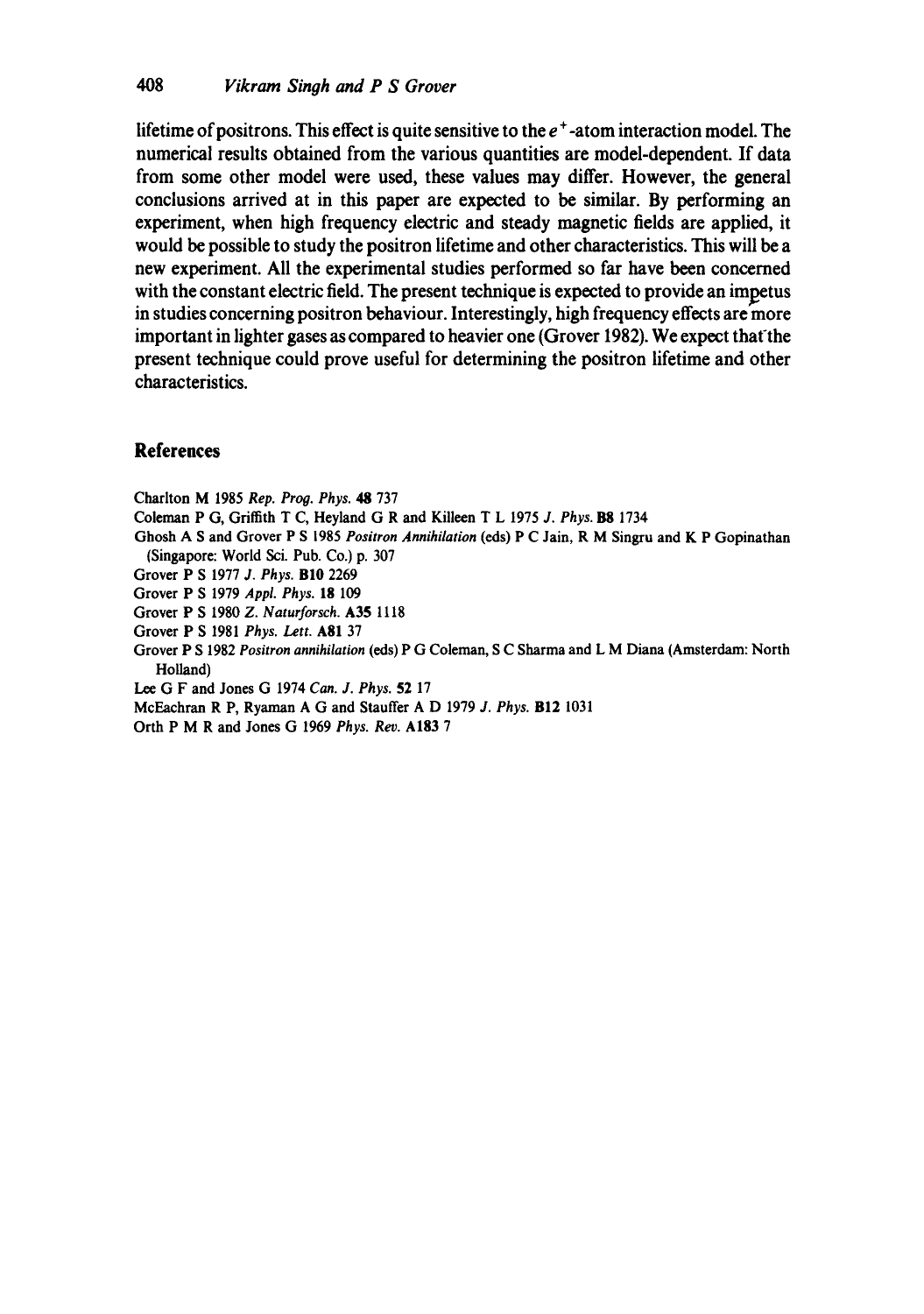lifetime of positrons. This effect is quite sensitive to the $e^+$-atom interaction model. The numerical results obtained from the various quantities are model-dependent. If data from some other model were used, these values may differ. However, the general conclusions arrived at in this paper are expected to be similar. By performing an experiment, when high frequency electric and steady magnetic fields are applied, it would be possible to study the positron lifetime and other characteristics. This will be a new experiment. All the experimental studies performed so far have been concerned with the constant electric field. The present technique is expected to provide an impetus in studies concerning positron behaviour. Interestingly, high frequency effects are more important in lighter gases as compared to heavier one (Grover 1982). We expect that the present technique could prove useful for determining the positron lifetime and other characteristics.

## References

Charlton M 1985 *Rep. Prog. Phys.* **48** 737

Coleman P G, Griffith T C, Heyland G R and Killeen T L 1975 *J. Phys.* **B8** 1734

Ghosh A S and Grover P S 1985 *Positron Annihilation* (eds) P C Jain, R M Singru and K P Gopinathan (Singapore: World Sci. Pub. Co.) p. 307

Grover P S 1977 *J. Phys.* **B10** 2269

Grover P S 1979 *Appl. Phys.* **18** 109

Grover P S 1980 *Z. Naturforsch.* **A35** 1118

Grover P S 1981 *Phys. Lett.* **A81** 37

Grover P S 1982 *Positron annihilation* (eds) P G Coleman, S C Sharma and L M Diana (Amsterdam: North Holland)

Lee G F and Jones G 1974 *Can. J. Phys.* **52** 17

McEachran R P, Ryaman A G and Stauffer A D 1979 *J. Phys.* **B12** 1031

Orth P M R and Jones G 1969 *Phys. Rev.* **A183** 7